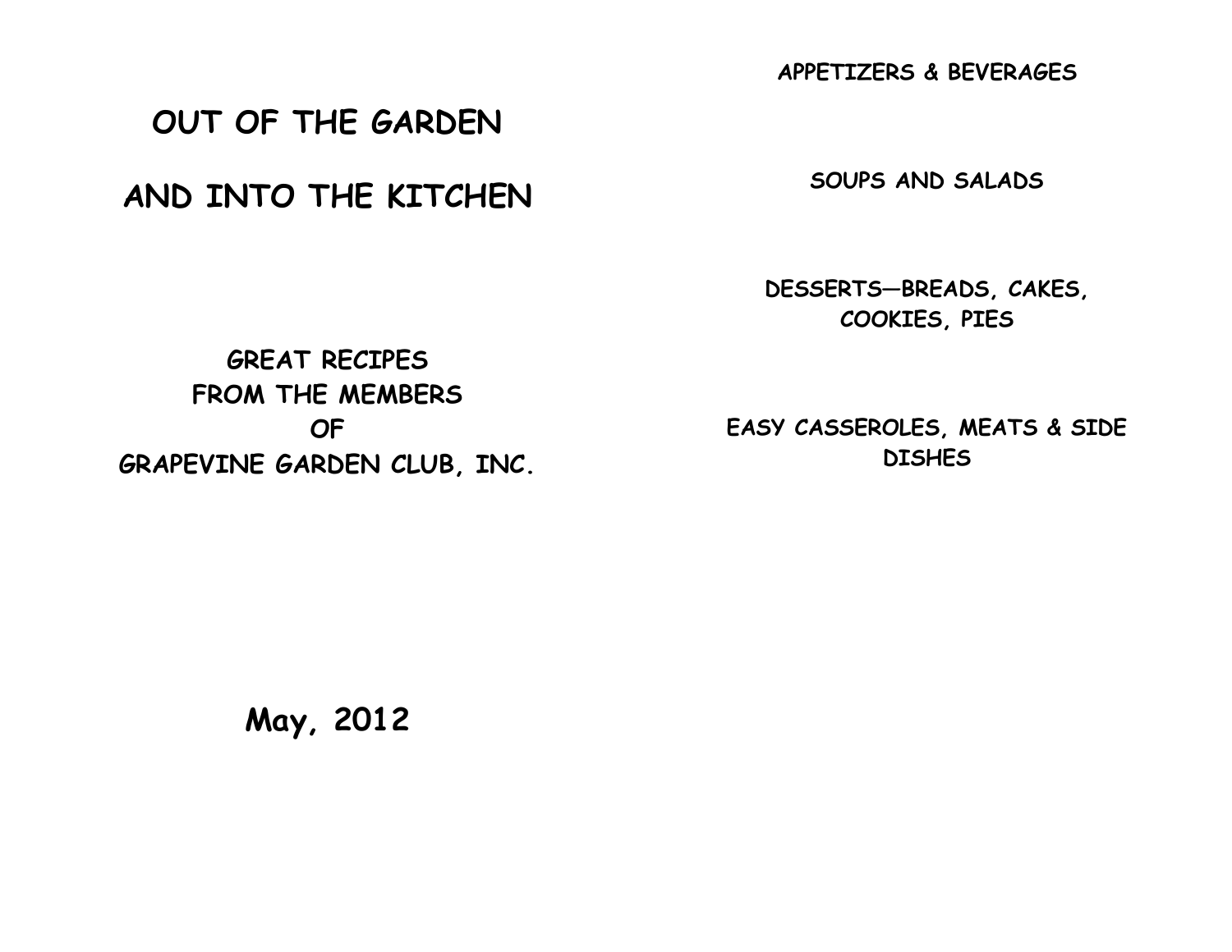# OUT OF THE GARDEN

# AND INTO THE KITCHEN

**GREAT RECIPES**
**FROM THE MEMBERS**
**OF**
**GRAPEVINE GARDEN CLUB, INC.**

**May, 2012**

**APPETIZERS & BEVERAGES**

**SOUPS AND SALADS**

**DESSERTS—BREADS, CAKES, COOKIES, PIES**

**EASY CASSEROLES, MEATS & SIDE DISHES**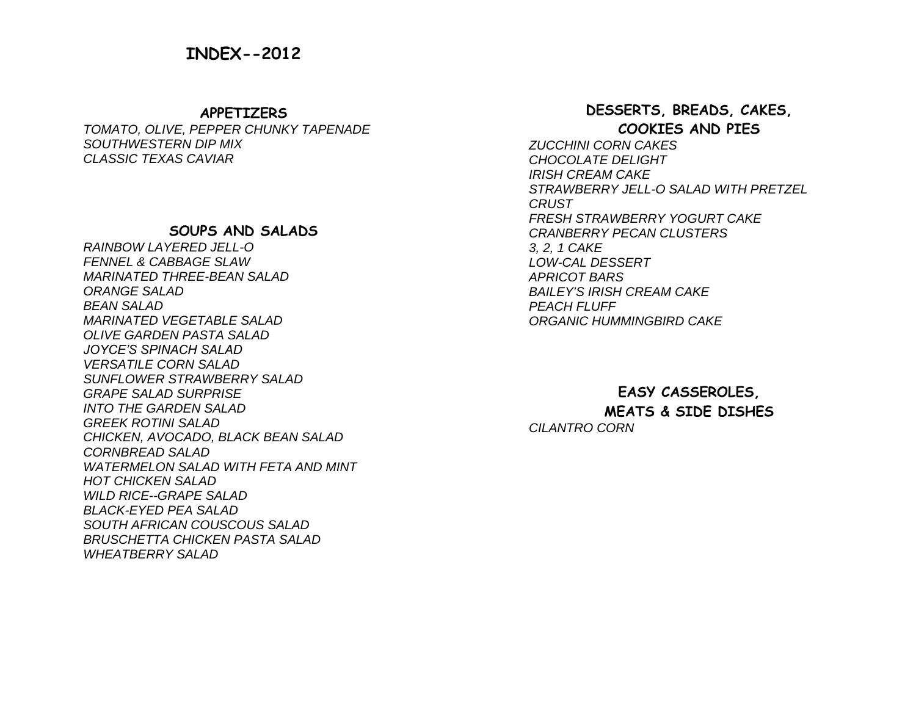# INDEX--2012

## APPETIZERS

*TOMATO, OLIVE, PEPPER CHUNKY TAPENADE*
*SOUTHWESTERN DIP MIX*
*CLASSIC TEXAS CAVIAR*

## SOUPS AND SALADS

*RAINBOW LAYERED JELL-O*
*FENNEL & CABBAGE SLAW*
*MARINATED THREE-BEAN SALAD*
*ORANGE SALAD*
*BEAN SALAD*
*MARINATED VEGETABLE SALAD*
*OLIVE GARDEN PASTA SALAD*
*JOYCE'S SPINACH SALAD*
*VERSATILE CORN SALAD*
*SUNFLOWER STRAWBERRY SALAD*
*GRAPE SALAD SURPRISE*
*INTO THE GARDEN SALAD*
*GREEK ROTINI SALAD*
*CHICKEN, AVOCADO, BLACK BEAN SALAD*
*CORNBREAD SALAD*
*WATERMELON SALAD WITH FETA AND MINT*
*HOT CHICKEN SALAD*
*WILD RICE--GRAPE SALAD*
*BLACK-EYED PEA SALAD*
*SOUTH AFRICAN COUSCOUS SALAD*
*BRUSCHETTA CHICKEN PASTA SALAD*
*WHEATBERRY SALAD*

## DESSERTS, BREADS, CAKES, COOKIES AND PIES

*ZUCCHINI CORN CAKES*
*CHOCOLATE DELIGHT*
*IRISH CREAM CAKE*
*STRAWBERRY JELL-O SALAD WITH PRETZEL CRUST*
*FRESH STRAWBERRY YOGURT CAKE*
*CRANBERRY PECAN CLUSTERS*
*3, 2, 1 CAKE*
*LOW-CAL DESSERT*
*APRICOT BARS*
*BAILEY'S IRISH CREAM CAKE*
*PEACH FLUFF*
*ORGANIC HUMMINGBIRD CAKE*

## EASY CASSEROLES, MEATS & SIDE DISHES

*CILANTRO CORN*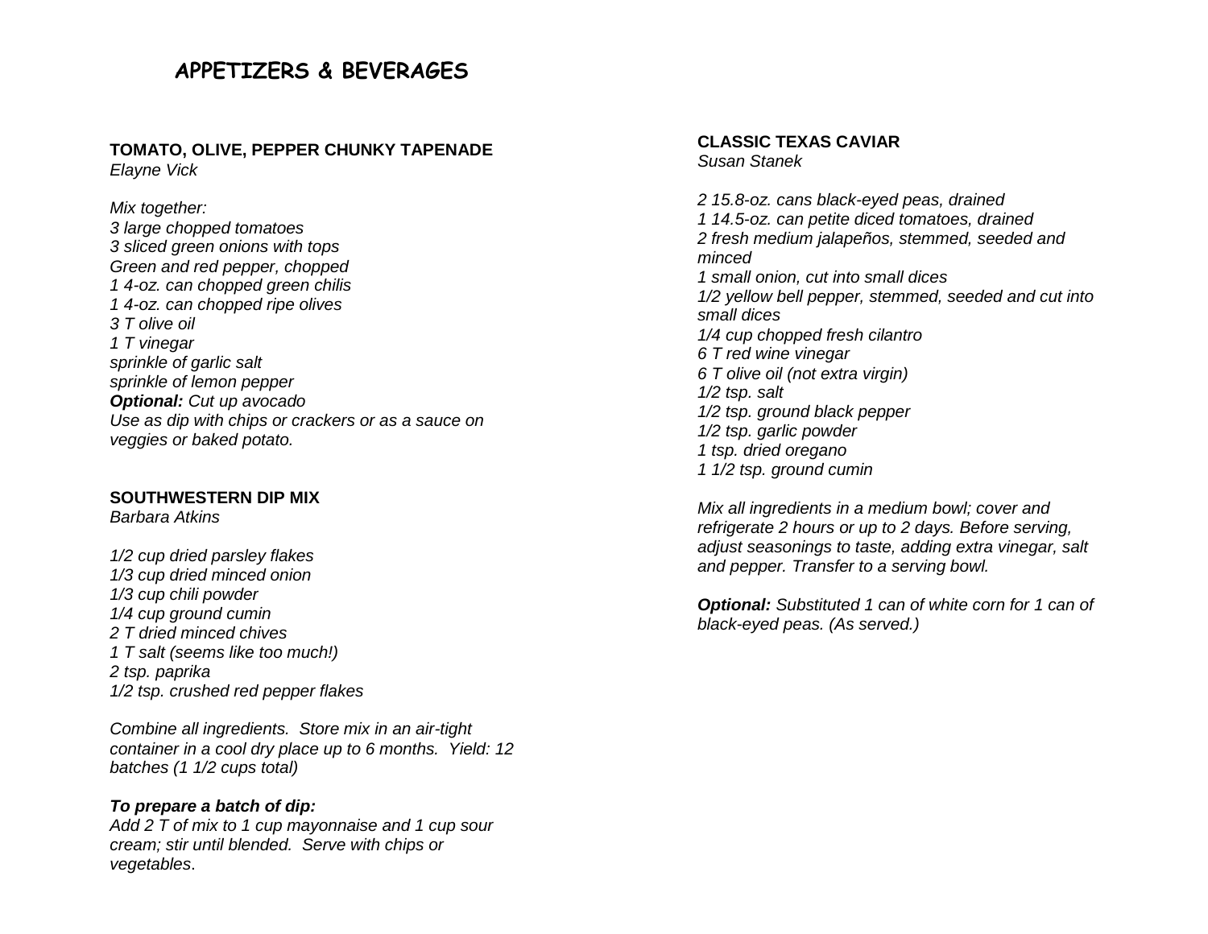# APPETIZERS & BEVERAGES

## TOMATO, OLIVE, PEPPER CHUNKY TAPENADE

*Elayne Vick*

*Mix together:*
*3 large chopped tomatoes*
*3 sliced green onions with tops*
*Green and red pepper, chopped*
*1 4-oz. can chopped green chilis*
*1 4-oz. can chopped ripe olives*
*3 T olive oil*
*1 T vinegar*
*sprinkle of garlic salt*
*sprinkle of lemon pepper*
***Optional:*** *Cut up avocado*
*Use as dip with chips or crackers or as a sauce on veggies or baked potato.*

## SOUTHWESTERN DIP MIX

*Barbara Atkins*

*1/2 cup dried parsley flakes*
*1/3 cup dried minced onion*
*1/3 cup chili powder*
*1/4 cup ground cumin*
*2 T dried minced chives*
*1 T salt (seems like too much!)*
*2 tsp. paprika*
*1/2 tsp. crushed red pepper flakes*

*Combine all ingredients. Store mix in an air-tight container in a cool dry place up to 6 months. Yield: 12 batches (1 1/2 cups total)*

***To prepare a batch of dip:***
*Add 2 T of mix to 1 cup mayonnaise and 1 cup sour cream; stir until blended. Serve with chips or vegetables.*

## CLASSIC TEXAS CAVIAR

*Susan Stanek*

*2 15.8-oz. cans black-eyed peas, drained*
*1 14.5-oz. can petite diced tomatoes, drained*
*2 fresh medium jalapeños, stemmed, seeded and minced*
*1 small onion, cut into small dices*
*1/2 yellow bell pepper, stemmed, seeded and cut into small dices*
*1/4 cup chopped fresh cilantro*
*6 T red wine vinegar*
*6 T olive oil (not extra virgin)*
*1/2 tsp. salt*
*1/2 tsp. ground black pepper*
*1/2 tsp. garlic powder*
*1 tsp. dried oregano*
*1 1/2 tsp. ground cumin*

*Mix all ingredients in a medium bowl; cover and refrigerate 2 hours or up to 2 days. Before serving, adjust seasonings to taste, adding extra vinegar, salt and pepper. Transfer to a serving bowl.*

***Optional:*** *Substituted 1 can of white corn for 1 can of black-eyed peas. (As served.)*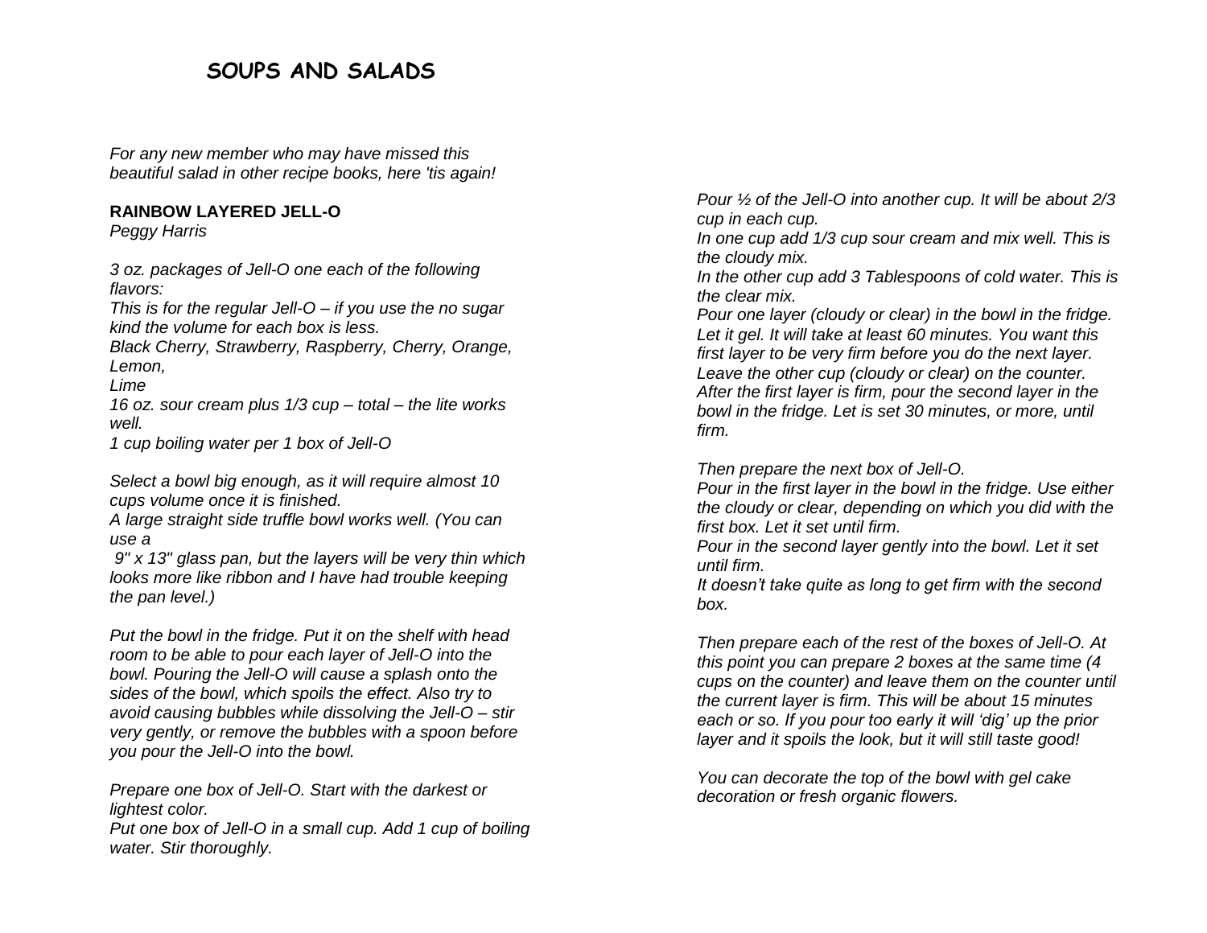# SOUPS AND SALADS

*For any new member who may have missed this beautiful salad in other recipe books, here 'tis again!*

**RAINBOW LAYERED JELL-O**

*Peggy Harris*

*3 oz. packages of Jell-O one each of the following flavors:*
*This is for the regular Jell-O – if you use the no sugar kind the volume for each box is less.*
*Black Cherry, Strawberry, Raspberry, Cherry, Orange, Lemon,*
*Lime*
*16 oz. sour cream plus 1/3 cup – total – the lite works well.*
*1 cup boiling water per 1 box of Jell-O*

*Select a bowl big enough, as it will require almost 10 cups volume once it is finished.*
*A large straight side truffle bowl works well. (You can use a*
*9" x 13" glass pan, but the layers will be very thin which looks more like ribbon and I have had trouble keeping the pan level.)*

*Put the bowl in the fridge. Put it on the shelf with head room to be able to pour each layer of Jell-O into the bowl. Pouring the Jell-O will cause a splash onto the sides of the bowl, which spoils the effect. Also try to avoid causing bubbles while dissolving the Jell-O – stir very gently, or remove the bubbles with a spoon before you pour the Jell-O into the bowl.*

*Prepare one box of Jell-O. Start with the darkest or lightest color.*
*Put one box of Jell-O in a small cup. Add 1 cup of boiling water. Stir thoroughly.*
*Pour ½ of the Jell-O into another cup. It will be about 2/3 cup in each cup.*
*In one cup add 1/3 cup sour cream and mix well. This is the cloudy mix.*
*In the other cup add 3 Tablespoons of cold water. This is the clear mix.*
*Pour one layer (cloudy or clear) in the bowl in the fridge. Let it gel. It will take at least 60 minutes. You want this first layer to be very firm before you do the next layer.*
*Leave the other cup (cloudy or clear) on the counter.*
*After the first layer is firm, pour the second layer in the bowl in the fridge. Let is set 30 minutes, or more, until firm.*

*Then prepare the next box of Jell-O.*
*Pour in the first layer in the bowl in the fridge. Use either the cloudy or clear, depending on which you did with the first box. Let it set until firm.*
*Pour in the second layer gently into the bowl. Let it set until firm.*
*It doesn't take quite as long to get firm with the second box.*

*Then prepare each of the rest of the boxes of Jell-O. At this point you can prepare 2 boxes at the same time (4 cups on the counter) and leave them on the counter until the current layer is firm. This will be about 15 minutes each or so. If you pour too early it will 'dig' up the prior layer and it spoils the look, but it will still taste good!*

*You can decorate the top of the bowl with gel cake decoration or fresh organic flowers.*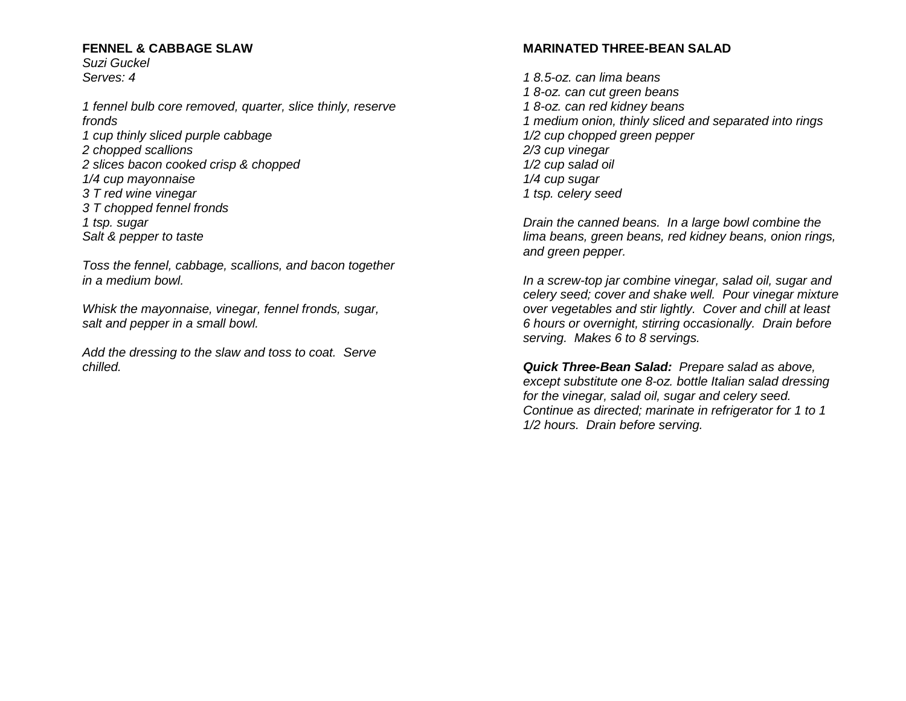## FENNEL & CABBAGE SLAW

*Suzi Guckel*
*Serves: 4*

*1 fennel bulb core removed, quarter, slice thinly, reserve fronds*
*1 cup thinly sliced purple cabbage*
*2 chopped scallions*
*2 slices bacon cooked crisp & chopped*
*1/4 cup mayonnaise*
*3 T red wine vinegar*
*3 T chopped fennel fronds*
*1 tsp. sugar*
*Salt & pepper to taste*

*Toss the fennel, cabbage, scallions, and bacon together in a medium bowl.*

*Whisk the mayonnaise, vinegar, fennel fronds, sugar, salt and pepper in a small bowl.*

*Add the dressing to the slaw and toss to coat. Serve chilled.*

## MARINATED THREE-BEAN SALAD

*1 8.5-oz. can lima beans*
*1 8-oz. can cut green beans*
*1 8-oz. can red kidney beans*
*1 medium onion, thinly sliced and separated into rings*
*1/2 cup chopped green pepper*
*2/3 cup vinegar*
*1/2 cup salad oil*
*1/4 cup sugar*
*1 tsp. celery seed*

*Drain the canned beans. In a large bowl combine the lima beans, green beans, red kidney beans, onion rings, and green pepper.*

*In a screw-top jar combine vinegar, salad oil, sugar and celery seed; cover and shake well. Pour vinegar mixture over vegetables and stir lightly. Cover and chill at least 6 hours or overnight, stirring occasionally. Drain before serving. Makes 6 to 8 servings.*

***Quick Three-Bean Salad:*** *Prepare salad as above, except substitute one 8-oz. bottle Italian salad dressing for the vinegar, salad oil, sugar and celery seed. Continue as directed; marinate in refrigerator for 1 to 1 1/2 hours. Drain before serving.*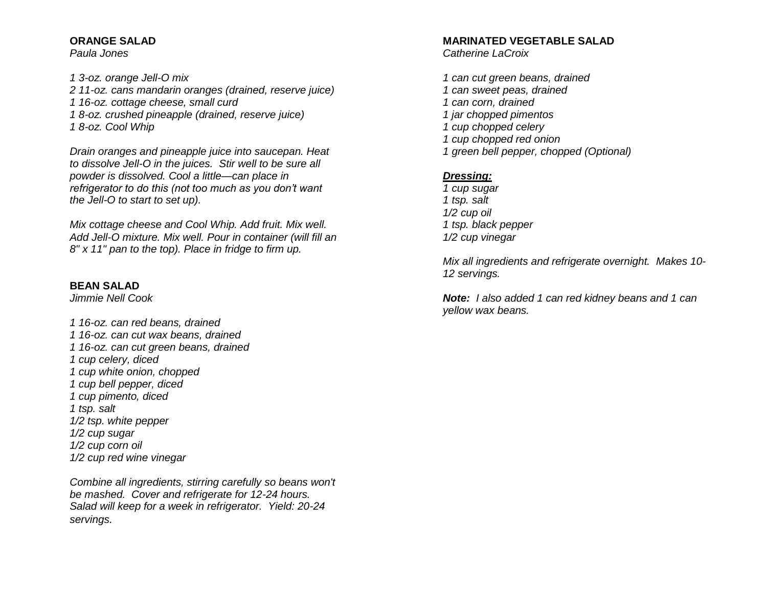### ORANGE SALAD

*Paula Jones*

*1 3-oz. orange Jell-O mix*
*2 11-oz. cans mandarin oranges (drained, reserve juice)*
*1 16-oz. cottage cheese, small curd*
*1 8-oz. crushed pineapple (drained, reserve juice)*
*1 8-oz. Cool Whip*

*Drain oranges and pineapple juice into saucepan. Heat to dissolve Jell-O in the juices. Stir well to be sure all powder is dissolved. Cool a little—can place in refrigerator to do this (not too much as you don't want the Jell-O to start to set up).*

*Mix cottage cheese and Cool Whip. Add fruit. Mix well. Add Jell-O mixture. Mix well. Pour in container (will fill an 8" x 11" pan to the top). Place in fridge to firm up.*

### BEAN SALAD

*Jimmie Nell Cook*

*1 16-oz. can red beans, drained*
*1 16-oz. can cut wax beans, drained*
*1 16-oz. can cut green beans, drained*
*1 cup celery, diced*
*1 cup white onion, chopped*
*1 cup bell pepper, diced*
*1 cup pimento, diced*
*1 tsp. salt*
*1/2 tsp. white pepper*
*1/2 cup sugar*
*1/2 cup corn oil*
*1/2 cup red wine vinegar*

*Combine all ingredients, stirring carefully so beans won't be mashed. Cover and refrigerate for 12-24 hours. Salad will keep for a week in refrigerator. Yield: 20-24 servings.*

### MARINATED VEGETABLE SALAD

*Catherine LaCroix*

*1 can cut green beans, drained*
*1 can sweet peas, drained*
*1 can corn, drained*
*1 jar chopped pimentos*
*1 cup chopped celery*
*1 cup chopped red onion*
*1 green bell pepper, chopped (Optional)*

***<u>Dressing:</u>***
*1 cup sugar*
*1 tsp. salt*
*1/2 cup oil*
*1 tsp. black pepper*
*1/2 cup vinegar*

*Mix all ingredients and refrigerate overnight. Makes 10-12 servings.*

***Note:*** *I also added 1 can red kidney beans and 1 can yellow wax beans.*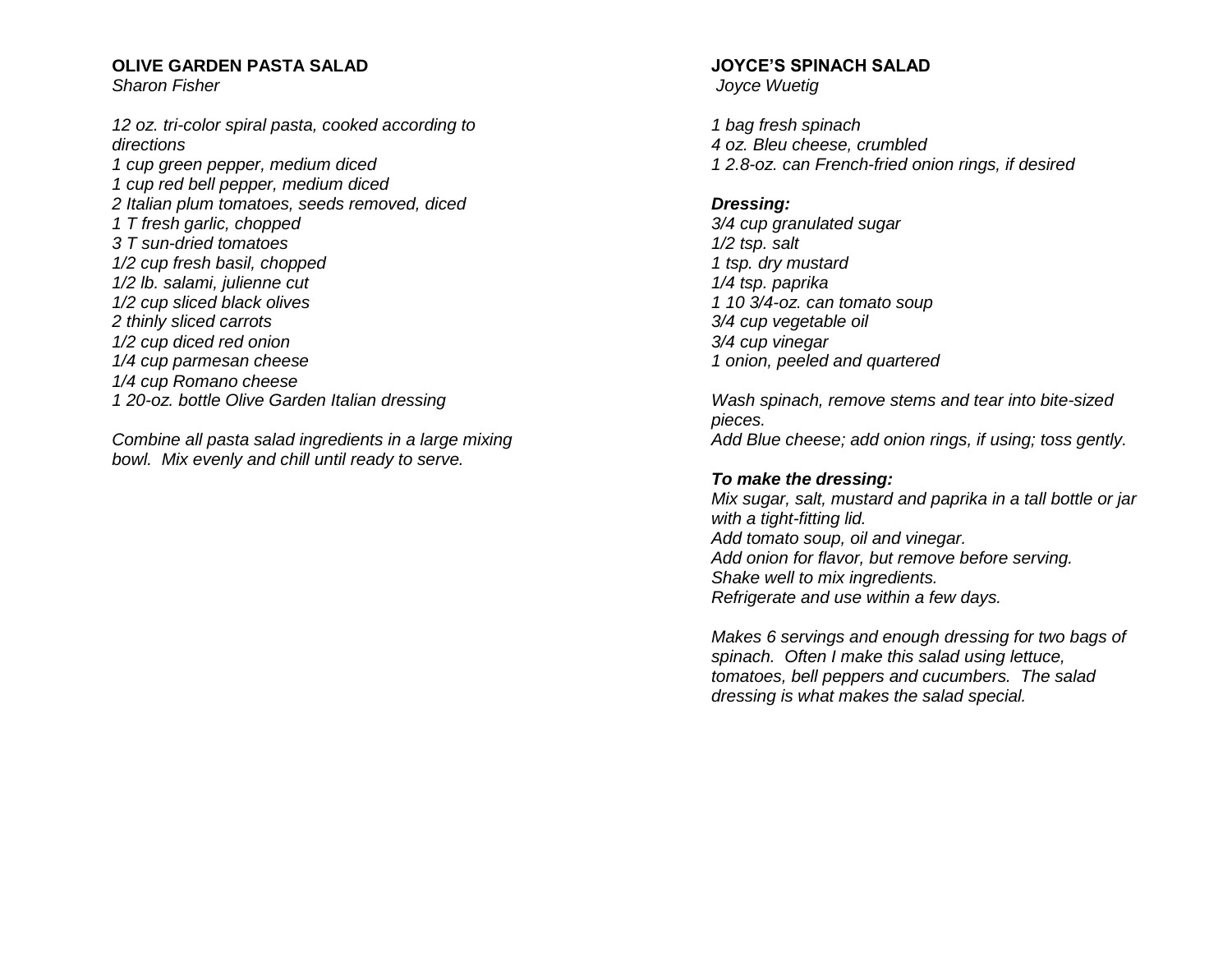## OLIVE GARDEN PASTA SALAD

*Sharon Fisher*

*12 oz. tri-color spiral pasta, cooked according to directions*
*1 cup green pepper, medium diced*
*1 cup red bell pepper, medium diced*
*2 Italian plum tomatoes, seeds removed, diced*
*1 T fresh garlic, chopped*
*3 T sun-dried tomatoes*
*1/2 cup fresh basil, chopped*
*1/2 lb. salami, julienne cut*
*1/2 cup sliced black olives*
*2 thinly sliced carrots*
*1/2 cup diced red onion*
*1/4 cup parmesan cheese*
*1/4 cup Romano cheese*
*1 20-oz. bottle Olive Garden Italian dressing*

*Combine all pasta salad ingredients in a large mixing bowl. Mix evenly and chill until ready to serve.*

## JOYCE'S SPINACH SALAD

*Joyce Wuetig*

*1 bag fresh spinach*
*4 oz. Bleu cheese, crumbled*
*1 2.8-oz. can French-fried onion rings, if desired*

***Dressing:***
*3/4 cup granulated sugar*
*1/2 tsp. salt*
*1 tsp. dry mustard*
*1/4 tsp. paprika*
*1 10 3/4-oz. can tomato soup*
*3/4 cup vegetable oil*
*3/4 cup vinegar*
*1 onion, peeled and quartered*

*Wash spinach, remove stems and tear into bite-sized pieces.*
*Add Blue cheese; add onion rings, if using; toss gently.*

***To make the dressing:***
*Mix sugar, salt, mustard and paprika in a tall bottle or jar with a tight-fitting lid.*
*Add tomato soup, oil and vinegar.*
*Add onion for flavor, but remove before serving.*
*Shake well to mix ingredients.*
*Refrigerate and use within a few days.*

*Makes 6 servings and enough dressing for two bags of spinach. Often I make this salad using lettuce, tomatoes, bell peppers and cucumbers. The salad dressing is what makes the salad special.*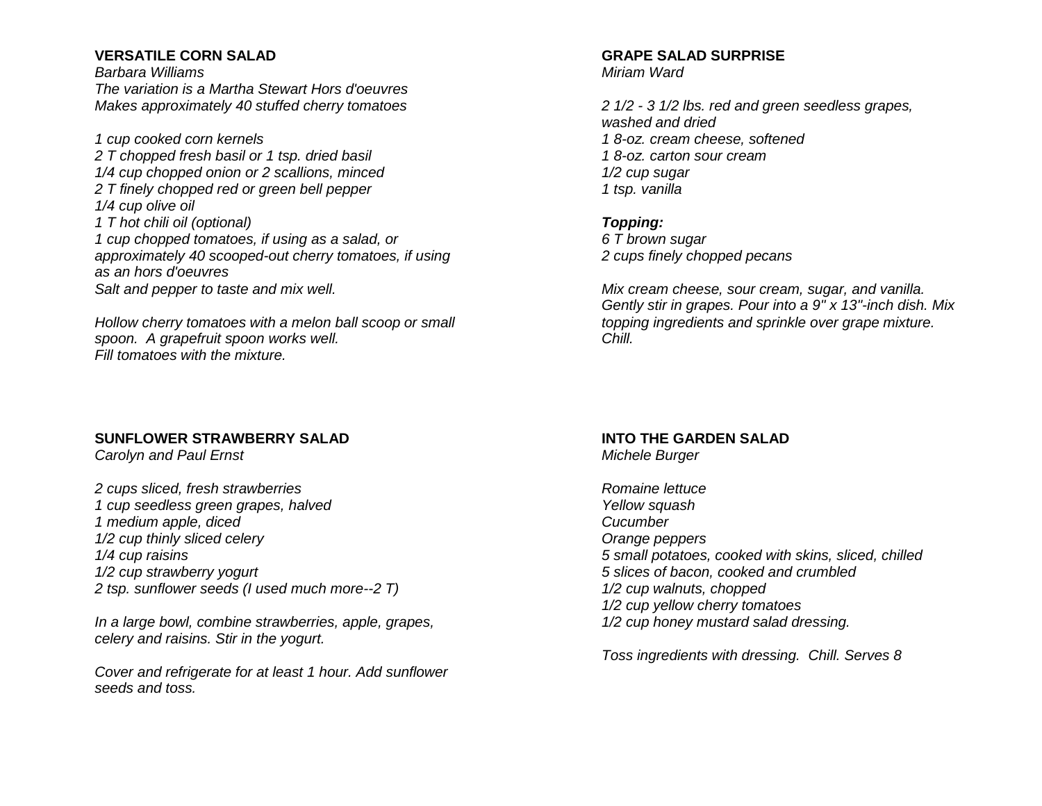## VERSATILE CORN SALAD

*Barbara Williams*
*The variation is a Martha Stewart Hors d'oeuvres*
*Makes approximately 40 stuffed cherry tomatoes*

*1 cup cooked corn kernels*
*2 T chopped fresh basil or 1 tsp. dried basil*
*1/4 cup chopped onion or 2 scallions, minced*
*2 T finely chopped red or green bell pepper*
*1/4 cup olive oil*
*1 T hot chili oil (optional)*
*1 cup chopped tomatoes, if using as a salad, or approximately 40 scooped-out cherry tomatoes, if using as an hors d'oeuvres*
*Salt and pepper to taste and mix well.*

*Hollow cherry tomatoes with a melon ball scoop or small spoon. A grapefruit spoon works well.*
*Fill tomatoes with the mixture.*

## SUNFLOWER STRAWBERRY SALAD

*Carolyn and Paul Ernst*

*2 cups sliced, fresh strawberries*
*1 cup seedless green grapes, halved*
*1 medium apple, diced*
*1/2 cup thinly sliced celery*
*1/4 cup raisins*
*1/2 cup strawberry yogurt*
*2 tsp. sunflower seeds (I used much more--2 T)*

*In a large bowl, combine strawberries, apple, grapes, celery and raisins. Stir in the yogurt.*

*Cover and refrigerate for at least 1 hour. Add sunflower seeds and toss.*

## GRAPE SALAD SURPRISE

*Miriam Ward*

*2 1/2 - 3 1/2 lbs. red and green seedless grapes, washed and dried*
*1 8-oz. cream cheese, softened*
*1 8-oz. carton sour cream*
*1/2 cup sugar*
*1 tsp. vanilla*

***Topping:***
*6 T brown sugar*
*2 cups finely chopped pecans*

*Mix cream cheese, sour cream, sugar, and vanilla. Gently stir in grapes. Pour into a 9" x 13"-inch dish. Mix topping ingredients and sprinkle over grape mixture. Chill.*

## INTO THE GARDEN SALAD

*Michele Burger*

*Romaine lettuce*
*Yellow squash*
*Cucumber*
*Orange peppers*
*5 small potatoes, cooked with skins, sliced, chilled*
*5 slices of bacon, cooked and crumbled*
*1/2 cup walnuts, chopped*
*1/2 cup yellow cherry tomatoes*
*1/2 cup honey mustard salad dressing.*

*Toss ingredients with dressing. Chill. Serves 8*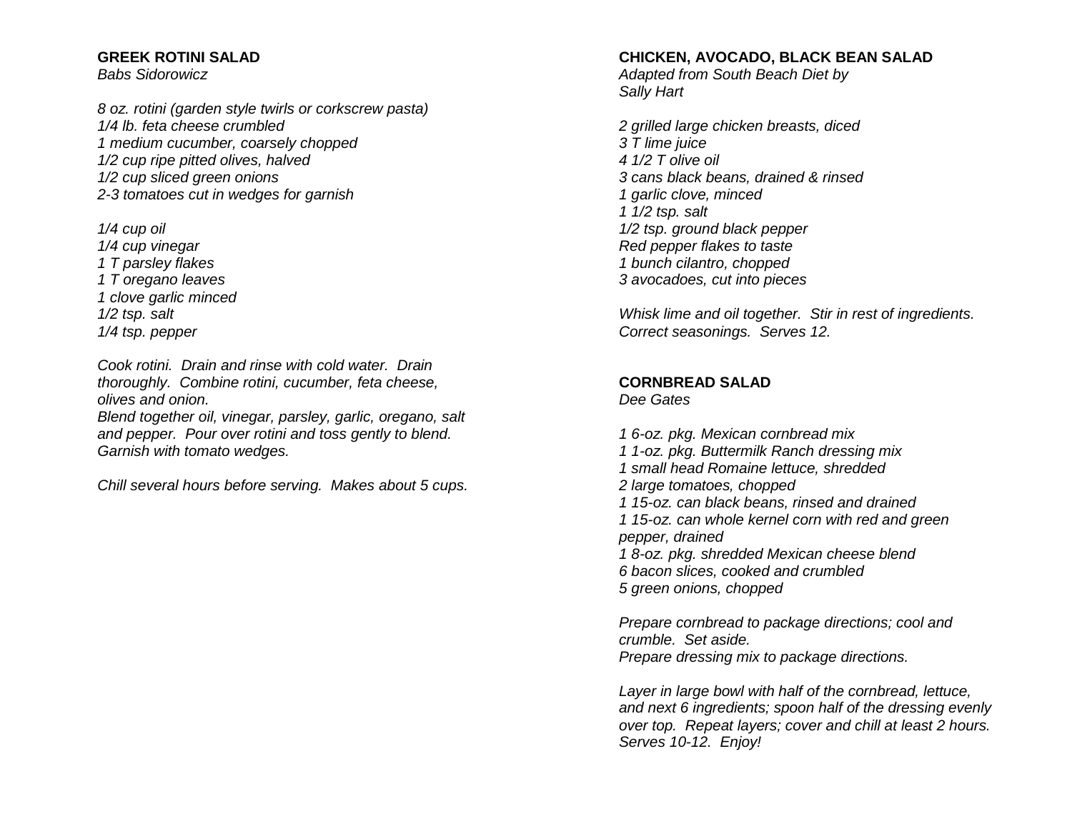## GREEK ROTINI SALAD

*Babs Sidorowicz*

*8 oz. rotini (garden style twirls or corkscrew pasta)*
*1/4 lb. feta cheese crumbled*
*1 medium cucumber, coarsely chopped*
*1/2 cup ripe pitted olives, halved*
*1/2 cup sliced green onions*
*2-3 tomatoes cut in wedges for garnish*

*1/4 cup oil*
*1/4 cup vinegar*
*1 T parsley flakes*
*1 T oregano leaves*
*1 clove garlic minced*
*1/2 tsp. salt*
*1/4 tsp. pepper*

*Cook rotini. Drain and rinse with cold water. Drain thoroughly. Combine rotini, cucumber, feta cheese, olives and onion.*
*Blend together oil, vinegar, parsley, garlic, oregano, salt and pepper. Pour over rotini and toss gently to blend. Garnish with tomato wedges.*

*Chill several hours before serving. Makes about 5 cups.*

## CHICKEN, AVOCADO, BLACK BEAN SALAD

*Adapted from South Beach Diet by*
*Sally Hart*

*2 grilled large chicken breasts, diced*
*3 T lime juice*
*4 1/2 T olive oil*
*3 cans black beans, drained & rinsed*
*1 garlic clove, minced*
*1 1/2 tsp. salt*
*1/2 tsp. ground black pepper*
*Red pepper flakes to taste*
*1 bunch cilantro, chopped*
*3 avocadoes, cut into pieces*

*Whisk lime and oil together. Stir in rest of ingredients. Correct seasonings. Serves 12.*

## CORNBREAD SALAD

*Dee Gates*

*1 6-oz. pkg. Mexican cornbread mix*
*1 1-oz. pkg. Buttermilk Ranch dressing mix*
*1 small head Romaine lettuce, shredded*
*2 large tomatoes, chopped*
*1 15-oz. can black beans, rinsed and drained*
*1 15-oz. can whole kernel corn with red and green pepper, drained*
*1 8-oz. pkg. shredded Mexican cheese blend*
*6 bacon slices, cooked and crumbled*
*5 green onions, chopped*

*Prepare cornbread to package directions; cool and crumble. Set aside.*
*Prepare dressing mix to package directions.*

*Layer in large bowl with half of the cornbread, lettuce, and next 6 ingredients; spoon half of the dressing evenly over top. Repeat layers; cover and chill at least 2 hours. Serves 10-12. Enjoy!*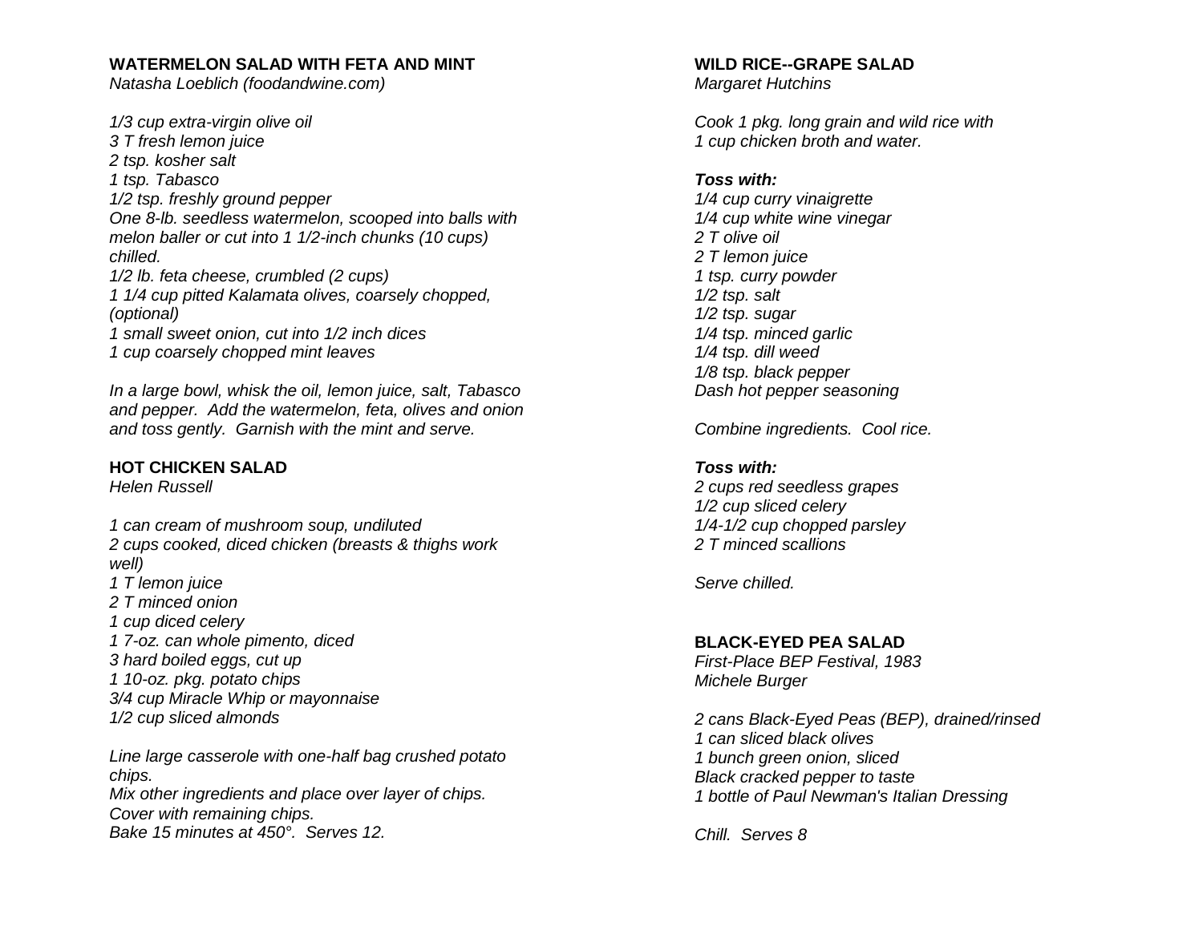### WATERMELON SALAD WITH FETA AND MINT
*Natasha Loeblich (foodandwine.com)*

*1/3 cup extra-virgin olive oil*
*3 T fresh lemon juice*
*2 tsp. kosher salt*
*1 tsp. Tabasco*
*1/2 tsp. freshly ground pepper*
*One 8-lb. seedless watermelon, scooped into balls with melon baller or cut into 1 1/2-inch chunks (10 cups) chilled.*
*1/2 lb. feta cheese, crumbled (2 cups)*
*1 1/4 cup pitted Kalamata olives, coarsely chopped, (optional)*
*1 small sweet onion, cut into 1/2 inch dices*
*1 cup coarsely chopped mint leaves*

*In a large bowl, whisk the oil, lemon juice, salt, Tabasco and pepper. Add the watermelon, feta, olives and onion and toss gently. Garnish with the mint and serve.*

### HOT CHICKEN SALAD
*Helen Russell*

*1 can cream of mushroom soup, undiluted*
*2 cups cooked, diced chicken (breasts & thighs work well)*
*1 T lemon juice*
*2 T minced onion*
*1 cup diced celery*
*1 7-oz. can whole pimento, diced*
*3 hard boiled eggs, cut up*
*1 10-oz. pkg. potato chips*
*3/4 cup Miracle Whip or mayonnaise*
*1/2 cup sliced almonds*

*Line large casserole with one-half bag crushed potato chips.*
*Mix other ingredients and place over layer of chips.*
*Cover with remaining chips.*
*Bake 15 minutes at 450°. Serves 12.*

### WILD RICE--GRAPE SALAD
*Margaret Hutchins*

*Cook 1 pkg. long grain and wild rice with 1 cup chicken broth and water.*

***Toss with:***
*1/4 cup curry vinaigrette*
*1/4 cup white wine vinegar*
*2 T olive oil*
*2 T lemon juice*
*1 tsp. curry powder*
*1/2 tsp. salt*
*1/2 tsp. sugar*
*1/4 tsp. minced garlic*
*1/4 tsp. dill weed*
*1/8 tsp. black pepper*
*Dash hot pepper seasoning*

*Combine ingredients. Cool rice.*

***Toss with:***
*2 cups red seedless grapes*
*1/2 cup sliced celery*
*1/4-1/2 cup chopped parsley*
*2 T minced scallions*

*Serve chilled.*

### BLACK-EYED PEA SALAD
*First-Place BEP Festival, 1983*
*Michele Burger*

*2 cans Black-Eyed Peas (BEP), drained/rinsed*
*1 can sliced black olives*
*1 bunch green onion, sliced*
*Black cracked pepper to taste*
*1 bottle of Paul Newman's Italian Dressing*

*Chill. Serves 8*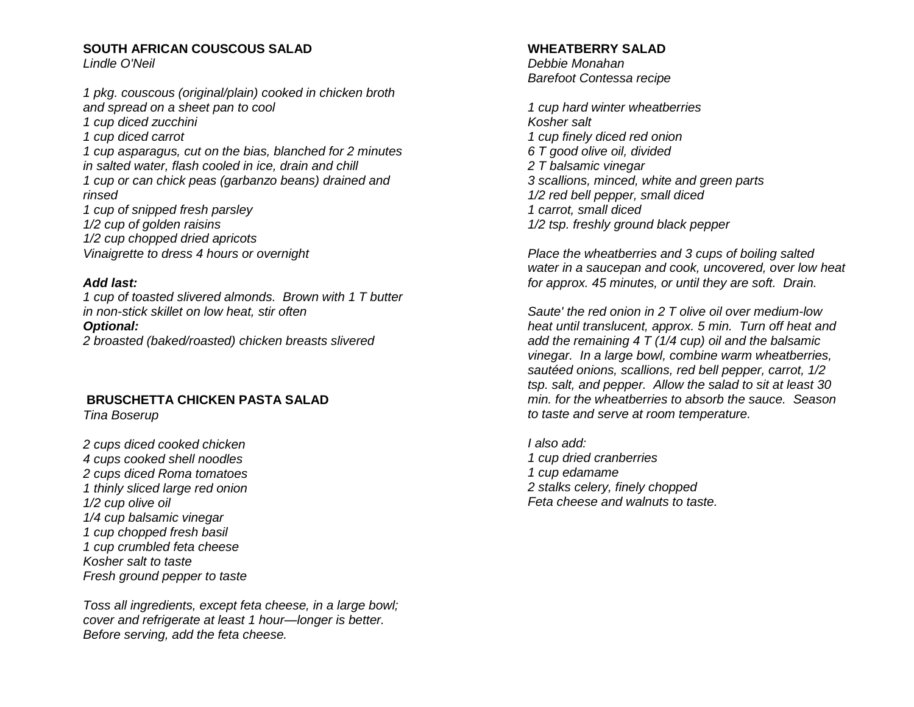## SOUTH AFRICAN COUSCOUS SALAD

*Lindle O'Neil*

*1 pkg. couscous (original/plain) cooked in chicken broth and spread on a sheet pan to cool*
*1 cup diced zucchini*
*1 cup diced carrot*
*1 cup asparagus, cut on the bias, blanched for 2 minutes in salted water, flash cooled in ice, drain and chill*
*1 cup or can chick peas (garbanzo beans) drained and rinsed*
*1 cup of snipped fresh parsley*
*1/2 cup of golden raisins*
*1/2 cup chopped dried apricots*
*Vinaigrette to dress 4 hours or overnight*

***Add last:***
*1 cup of toasted slivered almonds. Brown with 1 T butter in non-stick skillet on low heat, stir often*
***Optional:***
*2 broasted (baked/roasted) chicken breasts slivered*

## BRUSCHETTA CHICKEN PASTA SALAD

*Tina Boserup*

*2 cups diced cooked chicken*
*4 cups cooked shell noodles*
*2 cups diced Roma tomatoes*
*1 thinly sliced large red onion*
*1/2 cup olive oil*
*1/4 cup balsamic vinegar*
*1 cup chopped fresh basil*
*1 cup crumbled feta cheese*
*Kosher salt to taste*
*Fresh ground pepper to taste*

*Toss all ingredients, except feta cheese, in a large bowl; cover and refrigerate at least 1 hour—longer is better. Before serving, add the feta cheese.*

## WHEATBERRY SALAD

*Debbie Monahan*
*Barefoot Contessa recipe*

*1 cup hard winter wheatberries*
*Kosher salt*
*1 cup finely diced red onion*
*6 T good olive oil, divided*
*2 T balsamic vinegar*
*3 scallions, minced, white and green parts*
*1/2 red bell pepper, small diced*
*1 carrot, small diced*
*1/2 tsp. freshly ground black pepper*

*Place the wheatberries and 3 cups of boiling salted water in a saucepan and cook, uncovered, over low heat for approx. 45 minutes, or until they are soft. Drain.*

*Saute' the red onion in 2 T olive oil over medium-low heat until translucent, approx. 5 min. Turn off heat and add the remaining 4 T (1/4 cup) oil and the balsamic vinegar. In a large bowl, combine warm wheatberries, sautéed onions, scallions, red bell pepper, carrot, 1/2 tsp. salt, and pepper. Allow the salad to sit at least 30 min. for the wheatberries to absorb the sauce. Season to taste and serve at room temperature.*

*I also add:*
*1 cup dried cranberries*
*1 cup edamame*
*2 stalks celery, finely chopped*
*Feta cheese and walnuts to taste.*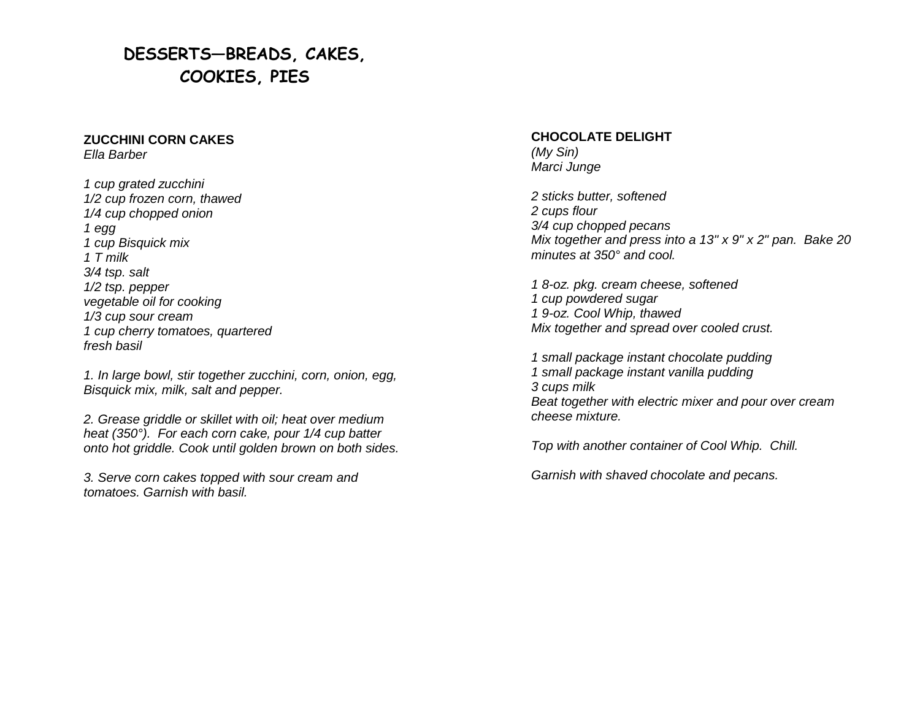# DESSERTS—BREADS, CAKES, COOKIES, PIES

## ZUCCHINI CORN CAKES

*Ella Barber*

*1 cup grated zucchini*
*1/2 cup frozen corn, thawed*
*1/4 cup chopped onion*
*1 egg*
*1 cup Bisquick mix*
*1 T milk*
*3/4 tsp. salt*
*1/2 tsp. pepper*
*vegetable oil for cooking*
*1/3 cup sour cream*
*1 cup cherry tomatoes, quartered*
*fresh basil*

*1. In large bowl, stir together zucchini, corn, onion, egg, Bisquick mix, milk, salt and pepper.*

*2. Grease griddle or skillet with oil; heat over medium heat (350°). For each corn cake, pour 1/4 cup batter onto hot griddle. Cook until golden brown on both sides.*

*3. Serve corn cakes topped with sour cream and tomatoes. Garnish with basil.*

## CHOCOLATE DELIGHT

*(My Sin)*
*Marci Junge*

*2 sticks butter, softened*
*2 cups flour*
*3/4 cup chopped pecans*
*Mix together and press into a 13" x 9" x 2" pan. Bake 20 minutes at 350° and cool.*

*1 8-oz. pkg. cream cheese, softened*
*1 cup powdered sugar*
*1 9-oz. Cool Whip, thawed*
*Mix together and spread over cooled crust.*

*1 small package instant chocolate pudding*
*1 small package instant vanilla pudding*
*3 cups milk*
*Beat together with electric mixer and pour over cream cheese mixture.*

*Top with another container of Cool Whip. Chill.*

*Garnish with shaved chocolate and pecans.*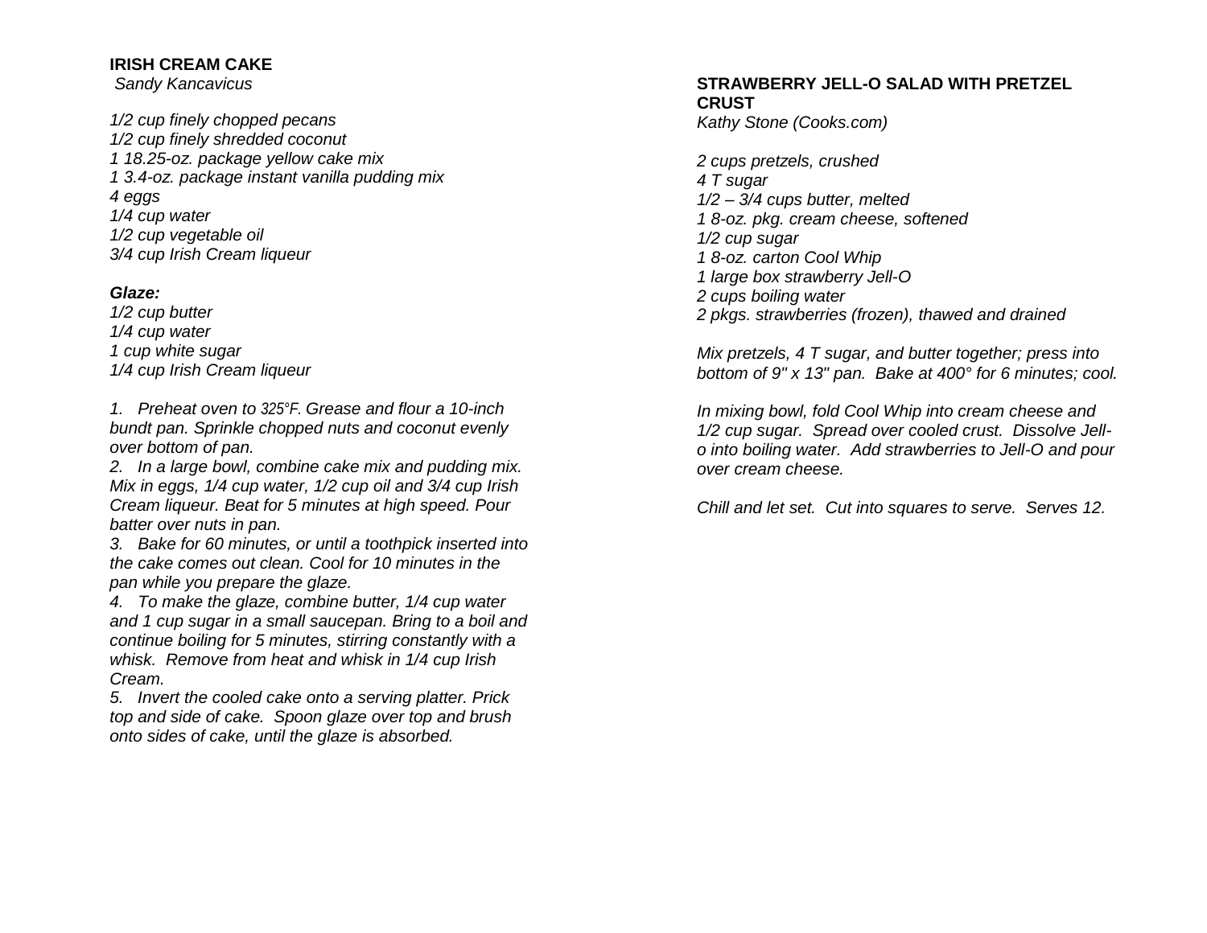## IRISH CREAM CAKE

*Sandy Kancavicus*

*1/2 cup finely chopped pecans*
*1/2 cup finely shredded coconut*
*1 18.25-oz. package yellow cake mix*
*1 3.4-oz. package instant vanilla pudding mix*
*4 eggs*
*1/4 cup water*
*1/2 cup vegetable oil*
*3/4 cup Irish Cream liqueur*

***Glaze:***
*1/2 cup butter*
*1/4 cup water*
*1 cup white sugar*
*1/4 cup Irish Cream liqueur*

*1. Preheat oven to 325°F. Grease and flour a 10-inch bundt pan. Sprinkle chopped nuts and coconut evenly over bottom of pan.*
*2. In a large bowl, combine cake mix and pudding mix. Mix in eggs, 1/4 cup water, 1/2 cup oil and 3/4 cup Irish Cream liqueur. Beat for 5 minutes at high speed. Pour batter over nuts in pan.*
*3. Bake for 60 minutes, or until a toothpick inserted into the cake comes out clean. Cool for 10 minutes in the pan while you prepare the glaze.*
*4. To make the glaze, combine butter, 1/4 cup water and 1 cup sugar in a small saucepan. Bring to a boil and continue boiling for 5 minutes, stirring constantly with a whisk. Remove from heat and whisk in 1/4 cup Irish Cream.*
*5. Invert the cooled cake onto a serving platter. Prick top and side of cake. Spoon glaze over top and brush onto sides of cake, until the glaze is absorbed.*

## STRAWBERRY JELL-O SALAD WITH PRETZEL CRUST

*Kathy Stone (Cooks.com)*

*2 cups pretzels, crushed*
*4 T sugar*
*1/2 – 3/4 cups butter, melted*
*1 8-oz. pkg. cream cheese, softened*
*1/2 cup sugar*
*1 8-oz. carton Cool Whip*
*1 large box strawberry Jell-O*
*2 cups boiling water*
*2 pkgs. strawberries (frozen), thawed and drained*

*Mix pretzels, 4 T sugar, and butter together; press into bottom of 9" x 13" pan. Bake at 400° for 6 minutes; cool.*

*In mixing bowl, fold Cool Whip into cream cheese and 1/2 cup sugar. Spread over cooled crust. Dissolve Jell-o into boiling water. Add strawberries to Jell-O and pour over cream cheese.*

*Chill and let set. Cut into squares to serve. Serves 12.*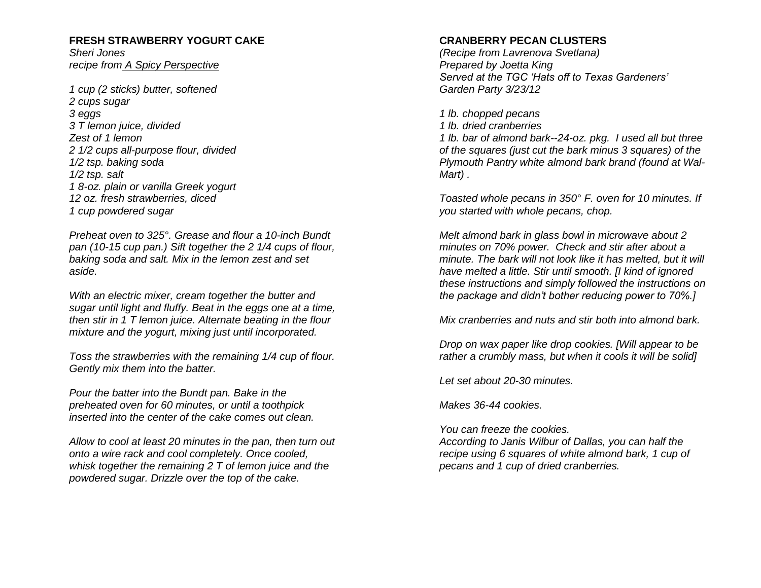## FRESH STRAWBERRY YOGURT CAKE

*Sheri Jones*
*recipe from A Spicy Perspective*

*1 cup (2 sticks) butter, softened*
*2 cups sugar*
*3 eggs*
*3 T lemon juice, divided*
*Zest of 1 lemon*
*2 1/2 cups all-purpose flour, divided*
*1/2 tsp. baking soda*
*1/2 tsp. salt*
*1 8-oz. plain or vanilla Greek yogurt*
*12 oz. fresh strawberries, diced*
*1 cup powdered sugar*

*Preheat oven to 325°. Grease and flour a 10-inch Bundt pan (10-15 cup pan.) Sift together the 2 1/4 cups of flour, baking soda and salt. Mix in the lemon zest and set aside.*

*With an electric mixer, cream together the butter and sugar until light and fluffy. Beat in the eggs one at a time, then stir in 1 T lemon juice. Alternate beating in the flour mixture and the yogurt, mixing just until incorporated.*

*Toss the strawberries with the remaining 1/4 cup of flour. Gently mix them into the batter.*

*Pour the batter into the Bundt pan. Bake in the preheated oven for 60 minutes, or until a toothpick inserted into the center of the cake comes out clean.*

*Allow to cool at least 20 minutes in the pan, then turn out onto a wire rack and cool completely. Once cooled, whisk together the remaining 2 T of lemon juice and the powdered sugar. Drizzle over the top of the cake.*

## CRANBERRY PECAN CLUSTERS

*(Recipe from Lavrenova Svetlana)*
*Prepared by Joetta King*
*Served at the TGC 'Hats off to Texas Gardeners' Garden Party 3/23/12*

*1 lb. chopped pecans*
*1 lb. dried cranberries*
*1 lb. bar of almond bark--24-oz. pkg. I used all but three of the squares (just cut the bark minus 3 squares) of the Plymouth Pantry white almond bark brand (found at Wal-Mart) .*

*Toasted whole pecans in 350° F. oven for 10 minutes. If you started with whole pecans, chop.*

*Melt almond bark in glass bowl in microwave about 2 minutes on 70% power. Check and stir after about a minute. The bark will not look like it has melted, but it will have melted a little. Stir until smooth. [I kind of ignored these instructions and simply followed the instructions on the package and didn't bother reducing power to 70%.]*

*Mix cranberries and nuts and stir both into almond bark.*

*Drop on wax paper like drop cookies. [Will appear to be rather a crumbly mass, but when it cools it will be solid]*

*Let set about 20-30 minutes.*

*Makes 36-44 cookies.*

*You can freeze the cookies.*
*According to Janis Wilbur of Dallas, you can half the recipe using 6 squares of white almond bark, 1 cup of pecans and 1 cup of dried cranberries.*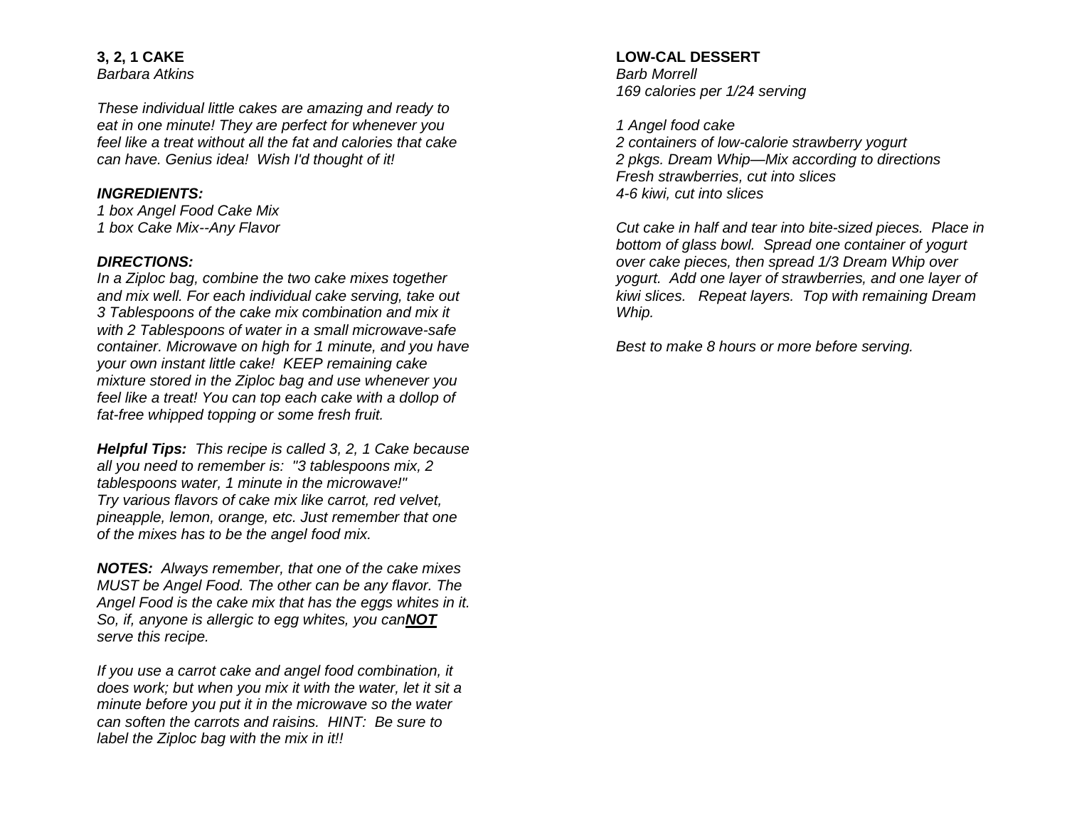**3, 2, 1 CAKE**
*Barbara Atkins*

*These individual little cakes are amazing and ready to eat in one minute! They are perfect for whenever you feel like a treat without all the fat and calories that cake can have. Genius idea! Wish I'd thought of it!*

***INGREDIENTS:***
*1 box Angel Food Cake Mix*
*1 box Cake Mix--Any Flavor*

***DIRECTIONS:***
*In a Ziploc bag, combine the two cake mixes together and mix well. For each individual cake serving, take out 3 Tablespoons of the cake mix combination and mix it with 2 Tablespoons of water in a small microwave-safe container. Microwave on high for 1 minute, and you have your own instant little cake! KEEP remaining cake mixture stored in the Ziploc bag and use whenever you feel like a treat! You can top each cake with a dollop of fat-free whipped topping or some fresh fruit.*

***Helpful Tips:*** *This recipe is called 3, 2, 1 Cake because all you need to remember is: "3 tablespoons mix, 2 tablespoons water, 1 minute in the microwave!" Try various flavors of cake mix like carrot, red velvet, pineapple, lemon, orange, etc. Just remember that one of the mixes has to be the angel food mix.*

***NOTES:*** *Always remember, that one of the cake mixes MUST be Angel Food. The other can be any flavor. The Angel Food is the cake mix that has the eggs whites in it. So, if, anyone is allergic to egg whites, you can**NOT** serve this recipe.*

*If you use a carrot cake and angel food combination, it does work; but when you mix it with the water, let it sit a minute before you put it in the microwave so the water can soften the carrots and raisins. HINT: Be sure to label the Ziploc bag with the mix in it!!*

**LOW-CAL DESSERT**
*Barb Morrell*
*169 calories per 1/24 serving*

*1 Angel food cake*
*2 containers of low-calorie strawberry yogurt*
*2 pkgs. Dream Whip—Mix according to directions*
*Fresh strawberries, cut into slices*
*4-6 kiwi, cut into slices*

*Cut cake in half and tear into bite-sized pieces. Place in bottom of glass bowl. Spread one container of yogurt over cake pieces, then spread 1/3 Dream Whip over yogurt. Add one layer of strawberries, and one layer of kiwi slices. Repeat layers. Top with remaining Dream Whip.*

*Best to make 8 hours or more before serving.*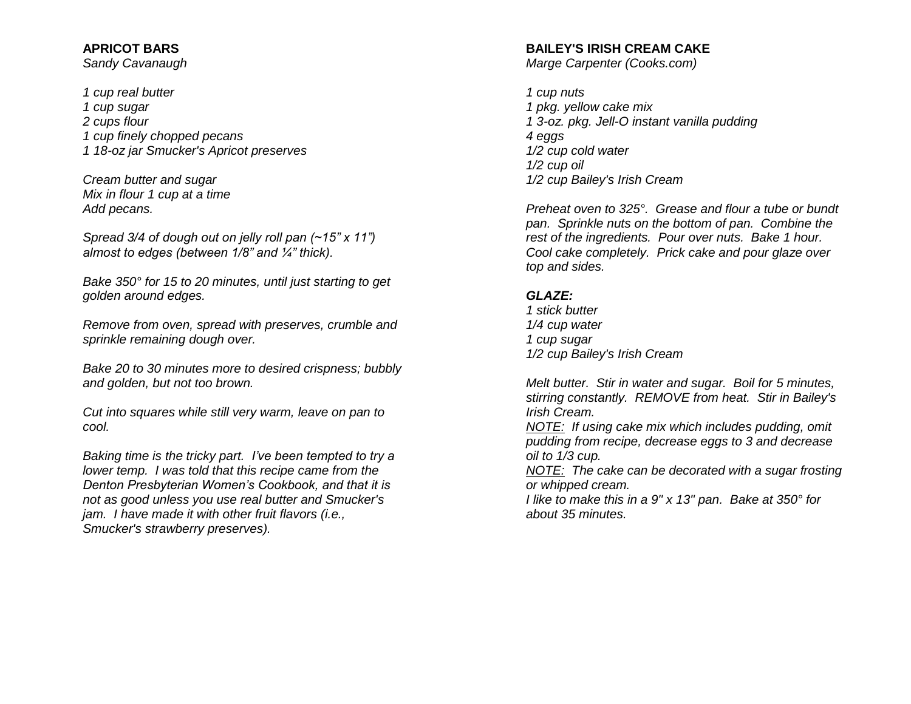## APRICOT BARS

*Sandy Cavanaugh*

*1 cup real butter*
*1 cup sugar*
*2 cups flour*
*1 cup finely chopped pecans*
*1 18-oz jar Smucker's Apricot preserves*

*Cream butter and sugar*
*Mix in flour 1 cup at a time*
*Add pecans.*

*Spread 3/4 of dough out on jelly roll pan (~15" x 11") almost to edges (between 1/8" and ¼" thick).*

*Bake 350° for 15 to 20 minutes, until just starting to get golden around edges.*

*Remove from oven, spread with preserves, crumble and sprinkle remaining dough over.*

*Bake 20 to 30 minutes more to desired crispness; bubbly and golden, but not too brown.*

*Cut into squares while still very warm, leave on pan to cool.*

*Baking time is the tricky part. I've been tempted to try a lower temp. I was told that this recipe came from the Denton Presbyterian Women's Cookbook, and that it is not as good unless you use real butter and Smucker's jam. I have made it with other fruit flavors (i.e., Smucker's strawberry preserves).*

## BAILEY'S IRISH CREAM CAKE

*Marge Carpenter (Cooks.com)*

*1 cup nuts*
*1 pkg. yellow cake mix*
*1 3-oz. pkg. Jell-O instant vanilla pudding*
*4 eggs*
*1/2 cup cold water*
*1/2 cup oil*
*1/2 cup Bailey's Irish Cream*

*Preheat oven to 325°. Grease and flour a tube or bundt pan. Sprinkle nuts on the bottom of pan. Combine the rest of the ingredients. Pour over nuts. Bake 1 hour. Cool cake completely. Prick cake and pour glaze over top and sides.*

***GLAZE:***
*1 stick butter*
*1/4 cup water*
*1 cup sugar*
*1/2 cup Bailey's Irish Cream*

*Melt butter. Stir in water and sugar. Boil for 5 minutes, stirring constantly. REMOVE from heat. Stir in Bailey's Irish Cream.*
*NOTE: If using cake mix which includes pudding, omit pudding from recipe, decrease eggs to 3 and decrease oil to 1/3 cup.*
*NOTE: The cake can be decorated with a sugar frosting or whipped cream.*
*I like to make this in a 9" x 13" pan. Bake at 350° for about 35 minutes.*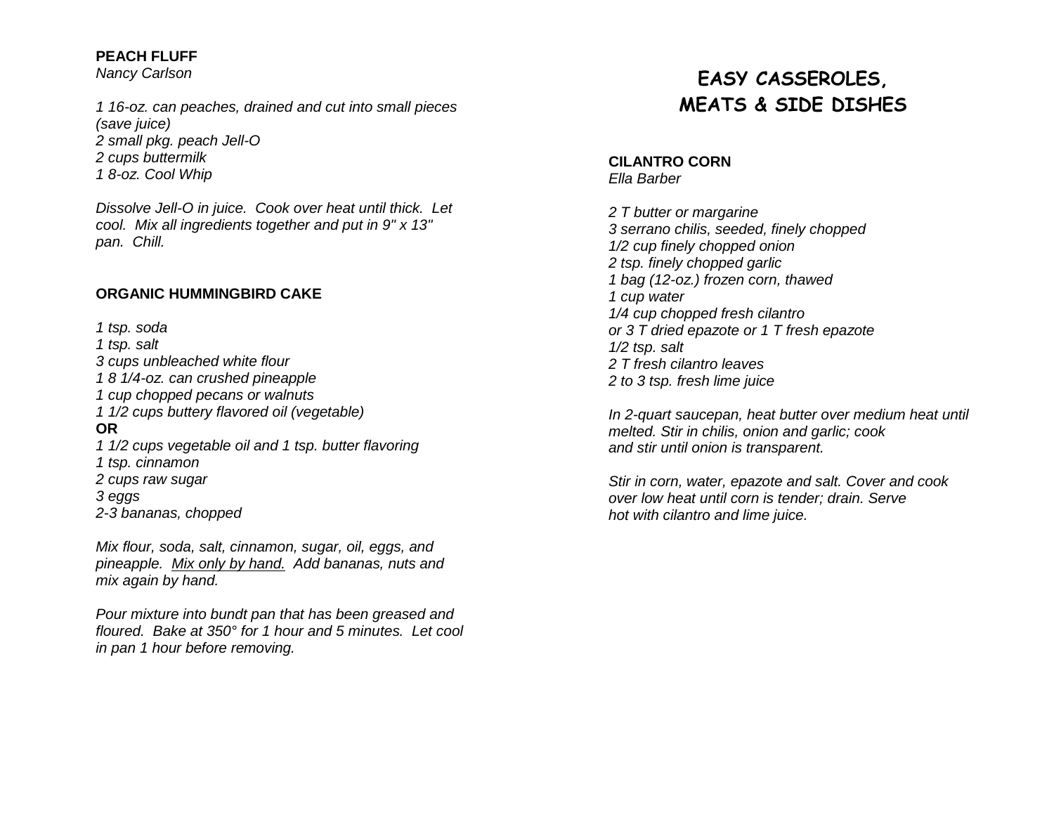### PEACH FLUFF

*Nancy Carlson*

*1 16-oz. can peaches, drained and cut into small pieces (save juice)*
*2 small pkg. peach Jell-O*
*2 cups buttermilk*
*1 8-oz. Cool Whip*

*Dissolve Jell-O in juice. Cook over heat until thick. Let cool. Mix all ingredients together and put in 9" x 13" pan. Chill.*

### ORGANIC HUMMINGBIRD CAKE

*1 tsp. soda*
*1 tsp. salt*
*3 cups unbleached white flour*
*1 8 1/4-oz. can crushed pineapple*
*1 cup chopped pecans or walnuts*
*1 1/2 cups buttery flavored oil (vegetable)*
**OR**
*1 1/2 cups vegetable oil and 1 tsp. butter flavoring*
*1 tsp. cinnamon*
*2 cups raw sugar*
*3 eggs*
*2-3 bananas, chopped*

*Mix flour, soda, salt, cinnamon, sugar, oil, eggs, and pineapple. Mix only by hand. Add bananas, nuts and mix again by hand.*

*Pour mixture into bundt pan that has been greased and floured. Bake at 350° for 1 hour and 5 minutes. Let cool in pan 1 hour before removing.*

## EASY CASSEROLES, MEATS & SIDE DISHES

### CILANTRO CORN

*Ella Barber*

*2 T butter or margarine*
*3 serrano chilis, seeded, finely chopped*
*1/2 cup finely chopped onion*
*2 tsp. finely chopped garlic*
*1 bag (12-oz.) frozen corn, thawed*
*1 cup water*
*1/4 cup chopped fresh cilantro*
*or 3 T dried epazote or 1 T fresh epazote*
*1/2 tsp. salt*
*2 T fresh cilantro leaves*
*2 to 3 tsp. fresh lime juice*

*In 2-quart saucepan, heat butter over medium heat until melted. Stir in chilis, onion and garlic; cook and stir until onion is transparent.*

*Stir in corn, water, epazote and salt. Cover and cook over low heat until corn is tender; drain. Serve hot with cilantro and lime juice.*